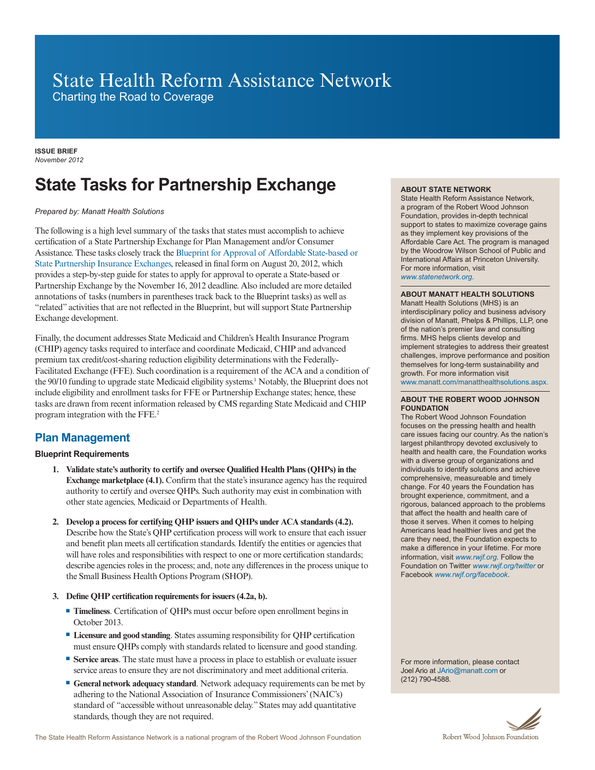# State Health Reform Assistance Network

Charting the Road to Coverage

**ISSUE BRIEF**
*November 2012*

# State Tasks for Partnership Exchange

*Prepared by: Manatt Health Solutions*

The following is a high level summary of the tasks that states must accomplish to achieve certification of a State Partnership Exchange for Plan Management and/or Consumer Assistance. These tasks closely track the Blueprint for Approval of Affordable State-based or State Partnership Insurance Exchanges, released in final form on August 20, 2012, which provides a step-by-step guide for states to apply for approval to operate a State-based or Partnership Exchange by the November 16, 2012 deadline. Also included are more detailed annotations of tasks (numbers in parentheses track back to the Blueprint tasks) as well as "related" activities that are not reflected in the Blueprint, but will support State Partnership Exchange development.

Finally, the document addresses State Medicaid and Children's Health Insurance Program (CHIP) agency tasks required to interface and coordinate Medicaid, CHIP and advanced premium tax credit/cost-sharing reduction eligibility determinations with the Federally-Facilitated Exchange (FFE). Such coordination is a requirement of the ACA and a condition of the 90/10 funding to upgrade state Medicaid eligibility systems.[1] Notably, the Blueprint does not include eligibility and enrollment tasks for FFE or Partnership Exchange states; hence, these tasks are drawn from recent information released by CMS regarding State Medicaid and CHIP program integration with the FFE.[2]

## Plan Management

### Blueprint Requirements

1. **Validate state's authority to certify and oversee Qualified Health Plans (QHPs) in the Exchange marketplace (4.1).** Confirm that the state's insurance agency has the required authority to certify and oversee QHPs. Such authority may exist in combination with other state agencies, Medicaid or Departments of Health.

2. **Develop a process for certifying QHP issuers and QHPs under ACA standards (4.2).** Describe how the State's QHP certification process will work to ensure that each issuer and benefit plan meets all certification standards. Identify the entities or agencies that will have roles and responsibilities with respect to one or more certification standards; describe agencies roles in the process; and, note any differences in the process unique to the Small Business Health Options Program (SHOP).

3. **Define QHP certification requirements for issuers (4.2a, b).**
   - **Timeliness**. Certification of QHPs must occur before open enrollment begins in October 2013.
   - **Licensure and good standing**. States assuming responsibility for QHP certification must ensure QHPs comply with standards related to licensure and good standing.
   - **Service areas**. The state must have a process in place to establish or evaluate issuer service areas to ensure they are not discriminatory and meet additional criteria.
   - **General network adequacy standard**. Network adequacy requirements can be met by adhering to the National Association of Insurance Commissioners' (NAIC's) standard of "accessible without unreasonable delay." States may add quantitative standards, though they are not required.

**ABOUT STATE NETWORK**
State Health Reform Assistance Network, a program of the Robert Wood Johnson Foundation, provides in-depth technical support to states to maximize coverage gains as they implement key provisions of the Affordable Care Act. The program is managed by the Woodrow Wilson School of Public and International Affairs at Princeton University. For more information, visit *www.statenetwork.org*.

**ABOUT MANATT HEALTH SOLUTIONS**
Manatt Health Solutions (MHS) is an interdisciplinary policy and business advisory division of Manatt, Phelps & Phillips, LLP, one of the nation's premier law and consulting firms. MHS helps clients develop and implement strategies to address their greatest challenges, improve performance and position themselves for long-term sustainability and growth. For more information visit www.manatt.com/manatthealthsolutions.aspx.

**ABOUT THE ROBERT WOOD JOHNSON FOUNDATION**
The Robert Wood Johnson Foundation focuses on the pressing health and health care issues facing our country. As the nation's largest philanthropy devoted exclusively to health and health care, the Foundation works with a diverse group of organizations and individuals to identify solutions and achieve comprehensive, measureable and timely change. For 40 years the Foundation has brought experience, commitment, and a rigorous, balanced approach to the problems that affect the health and health care of those it serves. When it comes to helping Americans lead healthier lives and get the care they need, the Foundation expects to make a difference in your lifetime. For more information, visit *www.rwjf.org*. Follow the Foundation on Twitter *www.rwjf.org/twitter* or Facebook *www.rwjf.org/facebook*.

For more information, please contact Joel Ario at JArio@manatt.com or (212) 790-4588.

The State Health Reform Assistance Network is a national program of the Robert Wood Johnson Foundation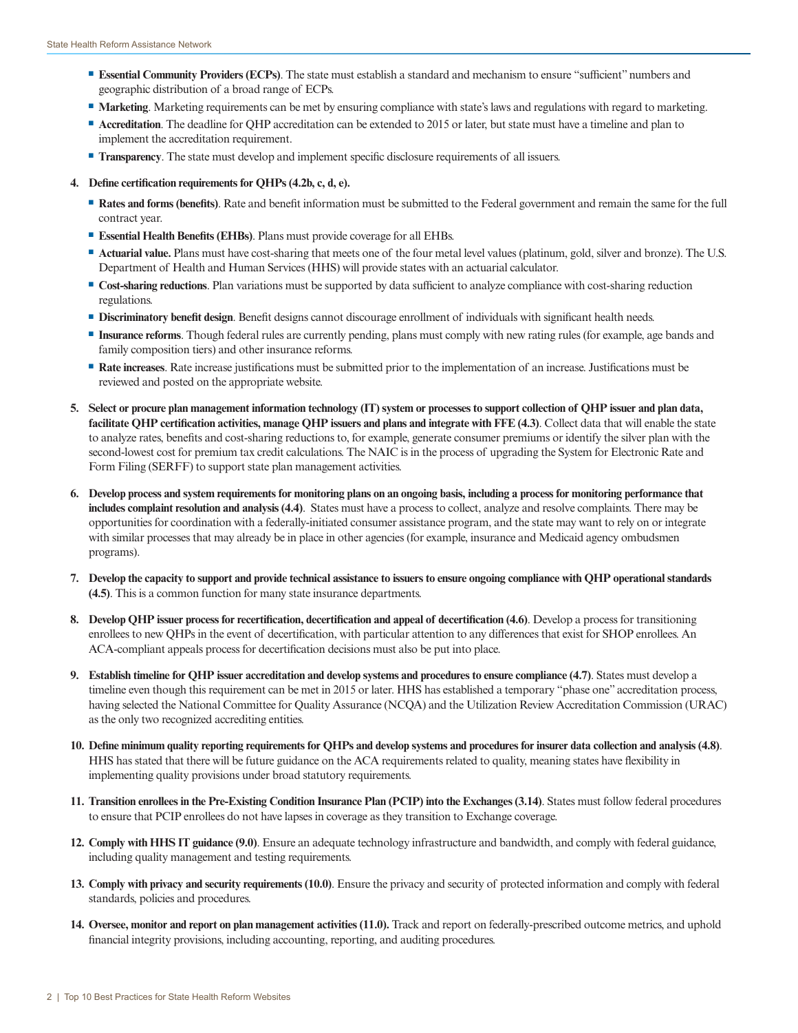- **Essential Community Providers (ECPs)**. The state must establish a standard and mechanism to ensure "sufficient" numbers and geographic distribution of a broad range of ECPs.
- **Marketing**. Marketing requirements can be met by ensuring compliance with state's laws and regulations with regard to marketing.
- **Accreditation**. The deadline for QHP accreditation can be extended to 2015 or later, but state must have a timeline and plan to implement the accreditation requirement.
- **Transparency**. The state must develop and implement specific disclosure requirements of all issuers.

4. **Define certification requirements for QHPs (4.2b, c, d, e).**
   - **Rates and forms (benefits)**. Rate and benefit information must be submitted to the Federal government and remain the same for the full contract year.
   - **Essential Health Benefits (EHBs)**. Plans must provide coverage for all EHBs.
   - **Actuarial value.** Plans must have cost-sharing that meets one of the four metal level values (platinum, gold, silver and bronze). The U.S. Department of Health and Human Services (HHS) will provide states with an actuarial calculator.
   - **Cost-sharing reductions**. Plan variations must be supported by data sufficient to analyze compliance with cost-sharing reduction regulations.
   - **Discriminatory benefit design**. Benefit designs cannot discourage enrollment of individuals with significant health needs.
   - **Insurance reforms**. Though federal rules are currently pending, plans must comply with new rating rules (for example, age bands and family composition tiers) and other insurance reforms.
   - **Rate increases**. Rate increase justifications must be submitted prior to the implementation of an increase. Justifications must be reviewed and posted on the appropriate website.

5. **Select or procure plan management information technology (IT) system or processes to support collection of QHP issuer and plan data, facilitate QHP certification activities, manage QHP issuers and plans and integrate with FFE (4.3)**. Collect data that will enable the state to analyze rates, benefits and cost-sharing reductions to, for example, generate consumer premiums or identify the silver plan with the second-lowest cost for premium tax credit calculations. The NAIC is in the process of upgrading the System for Electronic Rate and Form Filing (SERFF) to support state plan management activities.

6. **Develop process and system requirements for monitoring plans on an ongoing basis, including a process for monitoring performance that includes complaint resolution and analysis (4.4)**. States must have a process to collect, analyze and resolve complaints. There may be opportunities for coordination with a federally-initiated consumer assistance program, and the state may want to rely on or integrate with similar processes that may already be in place in other agencies (for example, insurance and Medicaid agency ombudsmen programs).

7. **Develop the capacity to support and provide technical assistance to issuers to ensure ongoing compliance with QHP operational standards (4.5)**. This is a common function for many state insurance departments.

8. **Develop QHP issuer process for recertification, decertification and appeal of decertification (4.6)**. Develop a process for transitioning enrollees to new QHPs in the event of decertification, with particular attention to any differences that exist for SHOP enrollees. An ACA-compliant appeals process for decertification decisions must also be put into place.

9. **Establish timeline for QHP issuer accreditation and develop systems and procedures to ensure compliance (4.7)**. States must develop a timeline even though this requirement can be met in 2015 or later. HHS has established a temporary "phase one" accreditation process, having selected the National Committee for Quality Assurance (NCQA) and the Utilization Review Accreditation Commission (URAC) as the only two recognized accrediting entities.

10. **Define minimum quality reporting requirements for QHPs and develop systems and procedures for insurer data collection and analysis (4.8)**. HHS has stated that there will be future guidance on the ACA requirements related to quality, meaning states have flexibility in implementing quality provisions under broad statutory requirements.

11. **Transition enrollees in the Pre-Existing Condition Insurance Plan (PCIP) into the Exchanges (3.14)**. States must follow federal procedures to ensure that PCIP enrollees do not have lapses in coverage as they transition to Exchange coverage.

12. **Comply with HHS IT guidance (9.0)**. Ensure an adequate technology infrastructure and bandwidth, and comply with federal guidance, including quality management and testing requirements.

13. **Comply with privacy and security requirements (10.0)**. Ensure the privacy and security of protected information and comply with federal standards, policies and procedures.

14. **Oversee, monitor and report on plan management activities (11.0).** Track and report on federally-prescribed outcome metrics, and uphold financial integrity provisions, including accounting, reporting, and auditing procedures.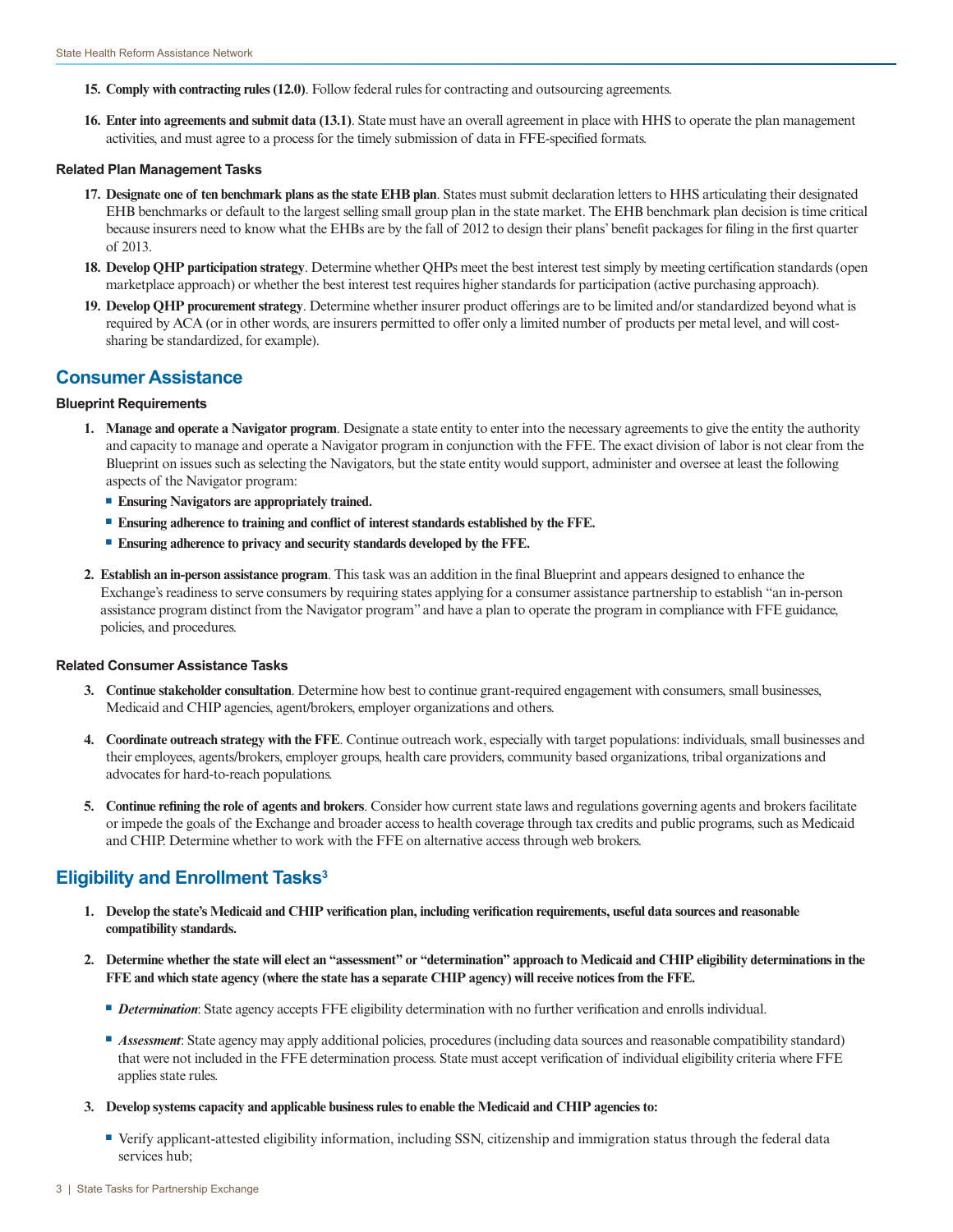15. **Comply with contracting rules (12.0)**. Follow federal rules for contracting and outsourcing agreements.

16. **Enter into agreements and submit data (13.1)**. State must have an overall agreement in place with HHS to operate the plan management activities, and must agree to a process for the timely submission of data in FFE-specified formats.

#### Related Plan Management Tasks

17. **Designate one of ten benchmark plans as the state EHB plan**. States must submit declaration letters to HHS articulating their designated EHB benchmarks or default to the largest selling small group plan in the state market. The EHB benchmark plan decision is time critical because insurers need to know what the EHBs are by the fall of 2012 to design their plans' benefit packages for filing in the first quarter of 2013.
18. **Develop QHP participation strategy**. Determine whether QHPs meet the best interest test simply by meeting certification standards (open marketplace approach) or whether the best interest test requires higher standards for participation (active purchasing approach).
19. **Develop QHP procurement strategy**. Determine whether insurer product offerings are to be limited and/or standardized beyond what is required by ACA (or in other words, are insurers permitted to offer only a limited number of products per metal level, and will cost-sharing be standardized, for example).

## Consumer Assistance

#### Blueprint Requirements

1. **Manage and operate a Navigator program**. Designate a state entity to enter into the necessary agreements to give the entity the authority and capacity to manage and operate a Navigator program in conjunction with the FFE. The exact division of labor is not clear from the Blueprint on issues such as selecting the Navigators, but the state entity would support, administer and oversee at least the following aspects of the Navigator program:
   - **Ensuring Navigators are appropriately trained.**
   - **Ensuring adherence to training and conflict of interest standards established by the FFE.**
   - **Ensuring adherence to privacy and security standards developed by the FFE.**

2. **Establish an in-person assistance program**. This task was an addition in the final Blueprint and appears designed to enhance the Exchange's readiness to serve consumers by requiring states applying for a consumer assistance partnership to establish "an in-person assistance program distinct from the Navigator program" and have a plan to operate the program in compliance with FFE guidance, policies, and procedures.

#### Related Consumer Assistance Tasks

3. **Continue stakeholder consultation**. Determine how best to continue grant-required engagement with consumers, small businesses, Medicaid and CHIP agencies, agent/brokers, employer organizations and others.

4. **Coordinate outreach strategy with the FFE**. Continue outreach work, especially with target populations: individuals, small businesses and their employees, agents/brokers, employer groups, health care providers, community based organizations, tribal organizations and advocates for hard-to-reach populations.

5. **Continue refining the role of agents and brokers**. Consider how current state laws and regulations governing agents and brokers facilitate or impede the goals of the Exchange and broader access to health coverage through tax credits and public programs, such as Medicaid and CHIP. Determine whether to work with the FFE on alternative access through web brokers.

## Eligibility and Enrollment Tasks[3]

1. **Develop the state's Medicaid and CHIP verification plan, including verification requirements, useful data sources and reasonable compatibility standards.**

2. **Determine whether the state will elect an "assessment" or "determination" approach to Medicaid and CHIP eligibility determinations in the FFE and which state agency (where the state has a separate CHIP agency) will receive notices from the FFE.**
   - ***Determination***: State agency accepts FFE eligibility determination with no further verification and enrolls individual.
   - ***Assessment***: State agency may apply additional policies, procedures (including data sources and reasonable compatibility standard) that were not included in the FFE determination process. State must accept verification of individual eligibility criteria where FFE applies state rules.

3. **Develop systems capacity and applicable business rules to enable the Medicaid and CHIP agencies to:**
   - Verify applicant-attested eligibility information, including SSN, citizenship and immigration status through the federal data services hub;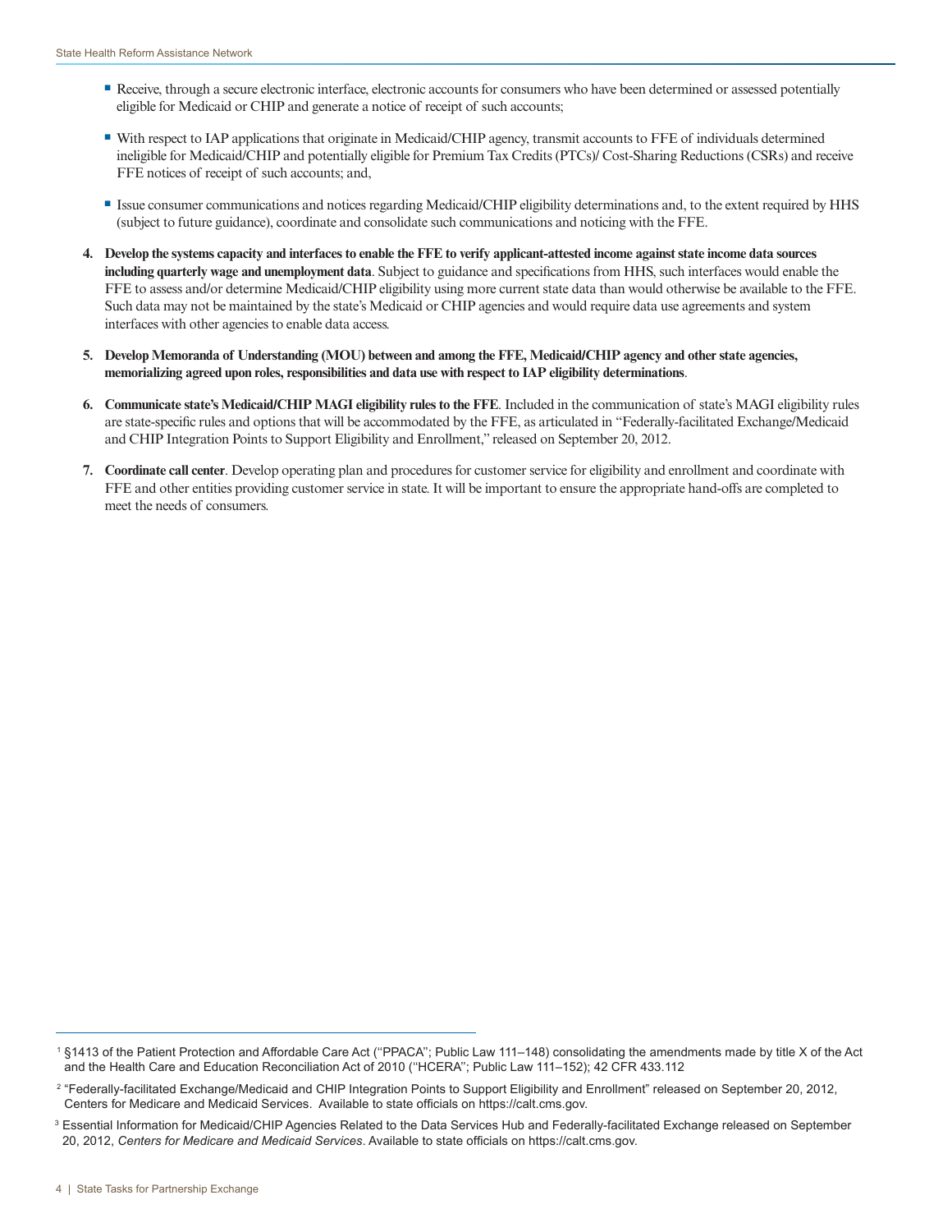- Receive, through a secure electronic interface, electronic accounts for consumers who have been determined or assessed potentially eligible for Medicaid or CHIP and generate a notice of receipt of such accounts;
- With respect to IAP applications that originate in Medicaid/CHIP agency, transmit accounts to FFE of individuals determined ineligible for Medicaid/CHIP and potentially eligible for Premium Tax Credits (PTCs)/ Cost-Sharing Reductions (CSRs) and receive FFE notices of receipt of such accounts; and,
- Issue consumer communications and notices regarding Medicaid/CHIP eligibility determinations and, to the extent required by HHS (subject to future guidance), coordinate and consolidate such communications and noticing with the FFE.

4. **Develop the systems capacity and interfaces to enable the FFE to verify applicant-attested income against state income data sources including quarterly wage and unemployment data**. Subject to guidance and specifications from HHS, such interfaces would enable the FFE to assess and/or determine Medicaid/CHIP eligibility using more current state data than would otherwise be available to the FFE. Such data may not be maintained by the state's Medicaid or CHIP agencies and would require data use agreements and system interfaces with other agencies to enable data access.

5. **Develop Memoranda of Understanding (MOU) between and among the FFE, Medicaid/CHIP agency and other state agencies, memorializing agreed upon roles, responsibilities and data use with respect to IAP eligibility determinations**.

6. **Communicate state's Medicaid/CHIP MAGI eligibility rules to the FFE**. Included in the communication of state's MAGI eligibility rules are state-specific rules and options that will be accommodated by the FFE, as articulated in "Federally-facilitated Exchange/Medicaid and CHIP Integration Points to Support Eligibility and Enrollment," released on September 20, 2012.

7. **Coordinate call center**. Develop operating plan and procedures for customer service for eligibility and enrollment and coordinate with FFE and other entities providing customer service in state. It will be important to ensure the appropriate hand-offs are completed to meet the needs of consumers.

---

[1] §1413 of the Patient Protection and Affordable Care Act ("PPACA"; Public Law 111–148) consolidating the amendments made by title X of the Act and the Health Care and Education Reconciliation Act of 2010 ("HCERA"; Public Law 111–152); 42 CFR 433.112

[2] "Federally-facilitated Exchange/Medicaid and CHIP Integration Points to Support Eligibility and Enrollment" released on September 20, 2012, Centers for Medicare and Medicaid Services. Available to state officials on https://calt.cms.gov.

[3] Essential Information for Medicaid/CHIP Agencies Related to the Data Services Hub and Federally-facilitated Exchange released on September 20, 2012, *Centers for Medicare and Medicaid Services*. Available to state officials on https://calt.cms.gov.